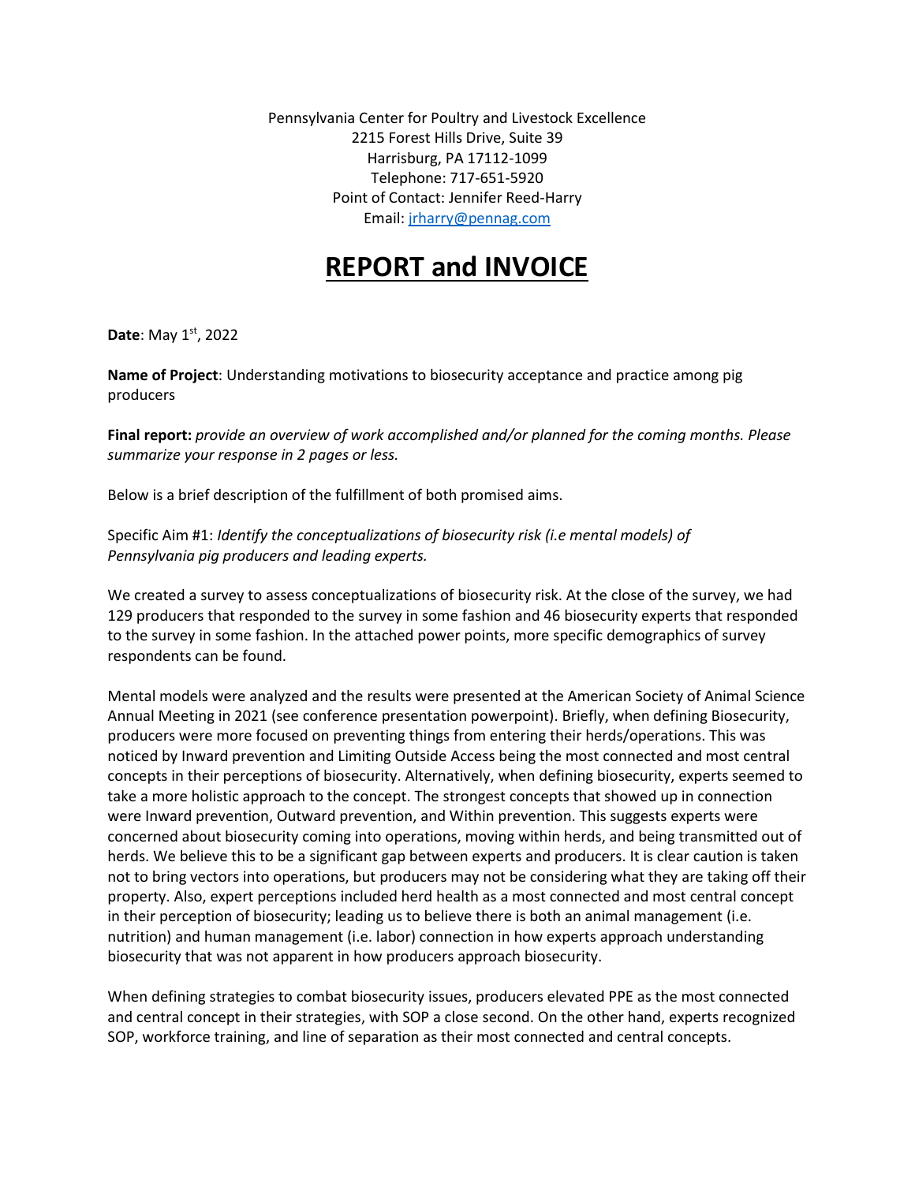Pennsylvania Center for Poultry and Livestock Excellence
2215 Forest Hills Drive, Suite 39
Harrisburg, PA 17112-1099
Telephone: 717-651-5920
Point of Contact: Jennifer Reed-Harry
Email: [jrharry@pennag.com](mailto:jrharry@pennag.com)

# REPORT and INVOICE

**Date**: May 1st, 2022

**Name of Project**: Understanding motivations to biosecurity acceptance and practice among pig producers

**Final report:** *provide an overview of work accomplished and/or planned for the coming months. Please summarize your response in 2 pages or less.*

Below is a brief description of the fulfillment of both promised aims.

Specific Aim #1: *Identify the conceptualizations of biosecurity risk (i.e mental models) of Pennsylvania pig producers and leading experts.*

We created a survey to assess conceptualizations of biosecurity risk. At the close of the survey, we had 129 producers that responded to the survey in some fashion and 46 biosecurity experts that responded to the survey in some fashion. In the attached power points, more specific demographics of survey respondents can be found.

Mental models were analyzed and the results were presented at the American Society of Animal Science Annual Meeting in 2021 (see conference presentation powerpoint). Briefly, when defining Biosecurity, producers were more focused on preventing things from entering their herds/operations. This was noticed by Inward prevention and Limiting Outside Access being the most connected and most central concepts in their perceptions of biosecurity. Alternatively, when defining biosecurity, experts seemed to take a more holistic approach to the concept. The strongest concepts that showed up in connection were Inward prevention, Outward prevention, and Within prevention. This suggests experts were concerned about biosecurity coming into operations, moving within herds, and being transmitted out of herds. We believe this to be a significant gap between experts and producers. It is clear caution is taken not to bring vectors into operations, but producers may not be considering what they are taking off their property. Also, expert perceptions included herd health as a most connected and most central concept in their perception of biosecurity; leading us to believe there is both an animal management (i.e. nutrition) and human management (i.e. labor) connection in how experts approach understanding biosecurity that was not apparent in how producers approach biosecurity.

When defining strategies to combat biosecurity issues, producers elevated PPE as the most connected and central concept in their strategies, with SOP a close second. On the other hand, experts recognized SOP, workforce training, and line of separation as their most connected and central concepts.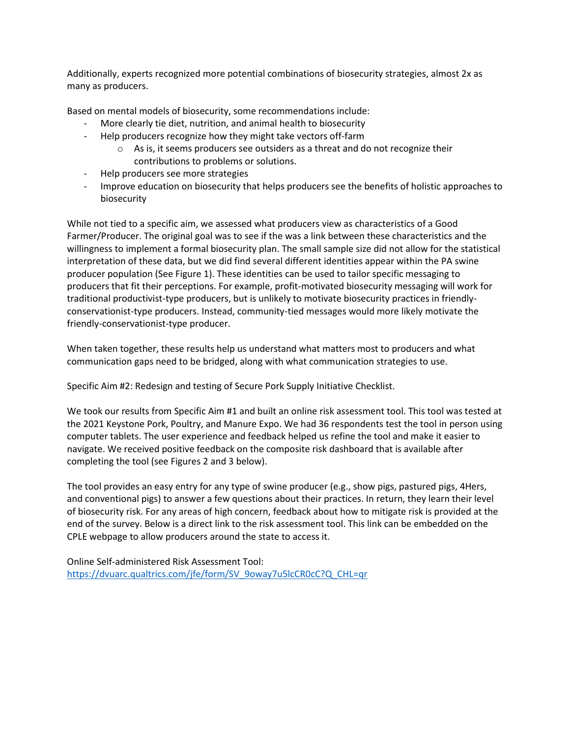Additionally, experts recognized more potential combinations of biosecurity strategies, almost 2x as many as producers.

Based on mental models of biosecurity, some recommendations include:

- More clearly tie diet, nutrition, and animal health to biosecurity
- Help producers recognize how they might take vectors off-farm
  - As is, it seems producers see outsiders as a threat and do not recognize their contributions to problems or solutions.
- Help producers see more strategies
- Improve education on biosecurity that helps producers see the benefits of holistic approaches to biosecurity

While not tied to a specific aim, we assessed what producers view as characteristics of a Good Farmer/Producer. The original goal was to see if the was a link between these characteristics and the willingness to implement a formal biosecurity plan. The small sample size did not allow for the statistical interpretation of these data, but we did find several different identities appear within the PA swine producer population (See Figure 1). These identities can be used to tailor specific messaging to producers that fit their perceptions. For example, profit-motivated biosecurity messaging will work for traditional productivist-type producers, but is unlikely to motivate biosecurity practices in friendly-conservationist-type producers. Instead, community-tied messages would more likely motivate the friendly-conservationist-type producer.

When taken together, these results help us understand what matters most to producers and what communication gaps need to be bridged, along with what communication strategies to use.

Specific Aim #2: Redesign and testing of Secure Pork Supply Initiative Checklist.

We took our results from Specific Aim #1 and built an online risk assessment tool. This tool was tested at the 2021 Keystone Pork, Poultry, and Manure Expo. We had 36 respondents test the tool in person using computer tablets. The user experience and feedback helped us refine the tool and make it easier to navigate. We received positive feedback on the composite risk dashboard that is available after completing the tool (see Figures 2 and 3 below).

The tool provides an easy entry for any type of swine producer (e.g., show pigs, pastured pigs, 4Hers, and conventional pigs) to answer a few questions about their practices. In return, they learn their level of biosecurity risk. For any areas of high concern, feedback about how to mitigate risk is provided at the end of the survey. Below is a direct link to the risk assessment tool. This link can be embedded on the CPLE webpage to allow producers around the state to access it.

Online Self-administered Risk Assessment Tool:
https://dvuarc.qualtrics.com/jfe/form/SV_9oway7u5lcCR0cC?Q_CHL=qr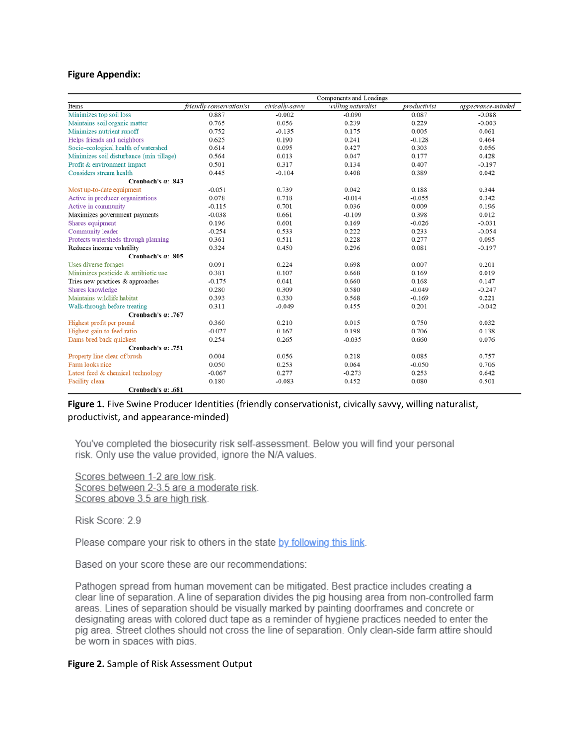**Figure Appendix:**

| Items | Components and Loadings | | | | |
|---|---|---|---|---|---|
| | *friendly conservationist* | *civically-savvy* | *willing naturalist* | *productivist* | *appearance-minded* |
| Minimizes top soil loss | 0.887 | -0.002 | -0.090 | 0.087 | -0.088 |
| Maintains soil organic matter | 0.765 | 0.056 | 0.239 | 0.229 | -0.003 |
| Minimizes nutrient runoff | 0.752 | -0.135 | 0.175 | 0.005 | 0.061 |
| Helps friends and neighbors | 0.625 | 0.190 | 0.241 | -0.128 | 0.464 |
| Socio-ecological health of watershed | 0.614 | 0.095 | 0.427 | 0.303 | 0.056 |
| Minimizes soil disturbance (min tillage) | 0.564 | 0.013 | 0.047 | 0.177 | 0.428 |
| Profit & environment impact | 0.501 | 0.317 | 0.134 | 0.407 | -0.197 |
| Considers stream health | 0.445 | -0.104 | 0.408 | 0.389 | 0.042 |
| **Cronbach's α: .843** | | | | | |
| Most up-to-date equipment | -0.051 | 0.739 | 0.042 | 0.188 | 0.344 |
| Active in producer organizations | 0.078 | 0.718 | -0.014 | -0.055 | 0.342 |
| Active in community | -0.115 | 0.701 | 0.036 | 0.009 | 0.196 |
| Maximizes government payments | -0.038 | 0.661 | -0.109 | 0.398 | 0.012 |
| Shares equipment | 0.196 | 0.601 | 0.169 | -0.026 | -0.031 |
| Community leader | -0.254 | 0.533 | 0.222 | 0.233 | -0.054 |
| Protects watersheds through planning | 0.361 | 0.511 | 0.228 | 0.277 | 0.095 |
| Reduces income volatility | 0.324 | 0.450 | 0.296 | 0.081 | -0.197 |
| **Cronbach's α: .805** | | | | | |
| Uses diverse forages | 0.091 | 0.224 | 0.698 | 0.007 | 0.201 |
| Minimizes pesticide & antibiotic use | 0.381 | 0.107 | 0.668 | 0.169 | 0.019 |
| Tries new practices & approaches | -0.175 | 0.041 | 0.660 | 0.168 | 0.147 |
| Shares knowledge | 0.280 | 0.309 | 0.580 | -0.049 | -0.247 |
| Maintains wildlife habitat | 0.393 | 0.330 | 0.568 | -0.169 | 0.221 |
| Walk-through before treating | 0.311 | -0.049 | 0.455 | 0.201 | -0.042 |
| **Cronbach's α: .767** | | | | | |
| Highest profit per pound | 0.360 | 0.210 | 0.015 | 0.750 | 0.032 |
| Highest gain to feed ratio | -0.027 | 0.167 | 0.198 | 0.706 | 0.138 |
| Dams bred back quickest | 0.254 | 0.265 | -0.035 | 0.660 | 0.076 |
| **Cronbach's α: .751** | | | | | |
| Property line clear of brush | 0.004 | 0.056 | 0.218 | 0.085 | 0.757 |
| Farm looks nice | 0.050 | 0.253 | 0.064 | -0.050 | 0.706 |
| Latest feed & chemical technology | -0.067 | 0.277 | -0.273 | 0.253 | 0.642 |
| Facility clean | 0.180 | -0.083 | 0.452 | 0.080 | 0.501 |
| **Cronbach's α: .681** | | | | | |

**Figure 1.** Five Swine Producer Identities (friendly conservationist, civically savvy, willing naturalist, productivist, and appearance-minded)

You've completed the biosecurity risk self-assessment. Below you will find your personal risk. Only use the value provided, ignore the N/A values.

Scores between 1-2 are low risk.
Scores between 2-3.5 are a moderate risk.
Scores above 3.5 are high risk.

Risk Score: 2.9

Please compare your risk to others in the state by following this link.

Based on your score these are our recommendations:

Pathogen spread from human movement can be mitigated. Best practice includes creating a clear line of separation. A line of separation divides the pig housing area from non-controlled farm areas. Lines of separation should be visually marked by painting doorframes and concrete or designating areas with colored duct tape as a reminder of hygiene practices needed to enter the pig area. Street clothes should not cross the line of separation. Only clean-side farm attire should be worn in spaces with pigs.

**Figure 2.** Sample of Risk Assessment Output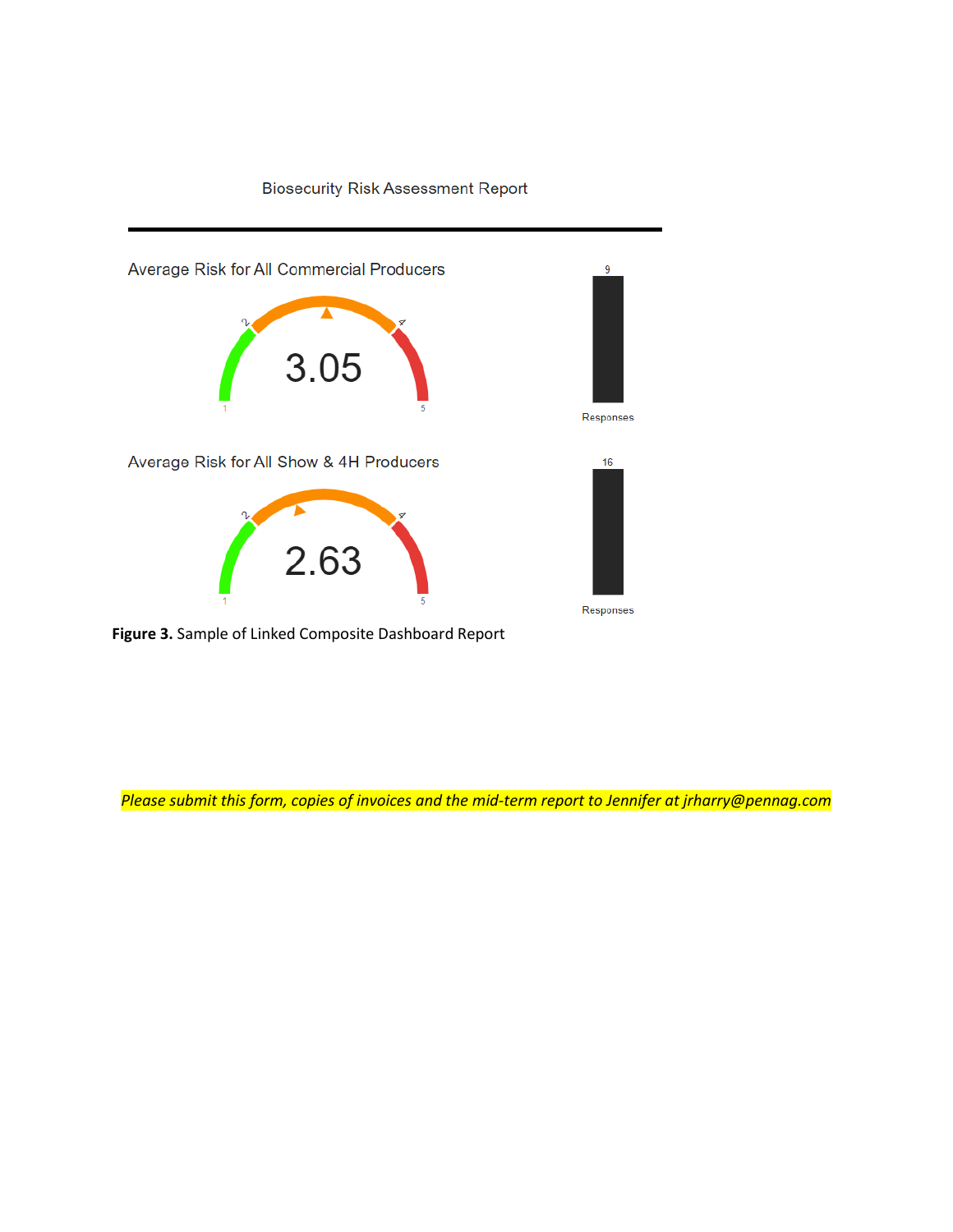Biosecurity Risk Assessment Report

Average Risk for All Commercial Producers

2
4
3.05
1
5

9
Responses

Average Risk for All Show & 4H Producers

2
4
2.63
1
5

16
Responses

**Figure 3.** Sample of Linked Composite Dashboard Report

*Please submit this form, copies of invoices and the mid-term report to Jennifer at jrharry@pennag.com*